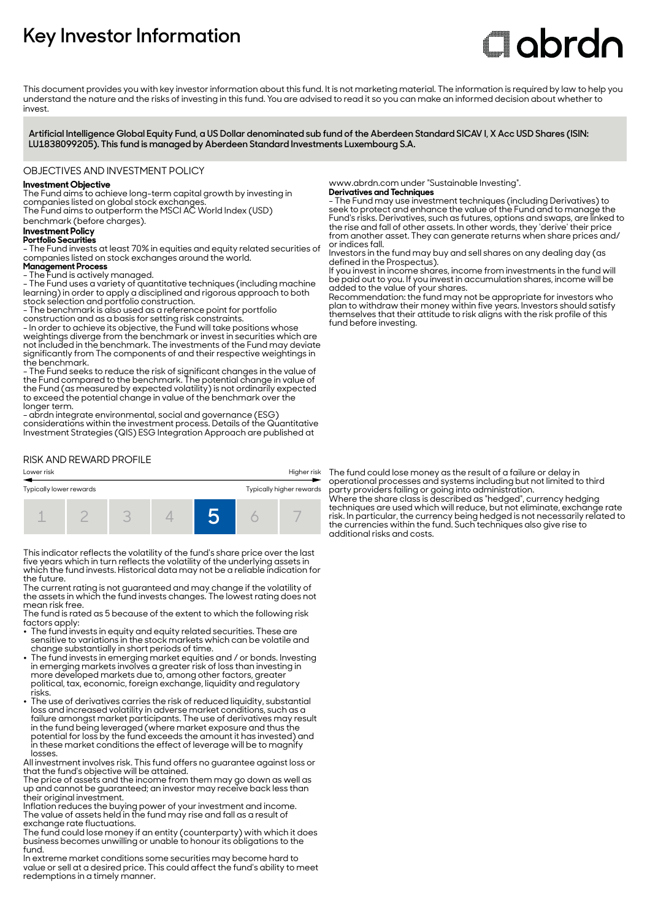# Key Investor Information

This document provides you with key investor information about this fund. It is not marketing material. The information is required by law to help you understand the nature and the risks of investing in this fund. You are advised to read it so you can make an informed decision about whether to invest.

**Artificial Intelligence Global Equity Fund, a US Dollar denominated sub fund of the Aberdeen Standard SICAV I, X Acc USD Shares (ISIN: LU1838099205). This fund is managed by Aberdeen Standard Investments Luxembourg S.A.**

## OBJECTIVES AND INVESTMENT POLICY

**Investment Objective**

The Fund aims to achieve long-term capital growth by investing in companies listed on global stock exchanges.

The Fund aims to outperform the MSCI AC World Index (USD) benchmark (before charges).

**Investment Policy**

**Portfolio Securities**

- The Fund invests at least 70% in equities and equity related securities of companies listed on stock exchanges around the world.

**Management Process**

- The Fund is actively managed.
- The Fund uses a variety of quantitative techniques (including machine learning) in order to apply a disciplined and rigorous approach to both stock selection and portfolio construction.
- The benchmark is also used as a reference point for portfolio construction and as a basis for setting risk constraints.
- In order to achieve its objective, the Fund will take positions whose weightings diverge from the benchmark or invest in securities which are not included in the benchmark. The investments of the Fund may deviate significantly from the components of and their respective weightings in the benchmark.
- The Fund seeks to reduce the risk of significant changes in the value of the Fund compared to the benchmark. The potential change in value of the Fund (as measured by expected volatility) is not ordinarily expected to exceed the potential change in value of the benchmark over the longer term.
- abrdn integrate environmental, social and governance (ESG) considerations within the investment process. Details of the Quantitative Investment Strategies (QIS) ESG Integration Approach are published at www.abrdn.com under "Sustainable Investing".

**Derivatives and Techniques**

- The Fund may use investment techniques (including Derivatives) to seek to protect and enhance the value of the Fund and to manage the Fund's risks. Derivatives, such as futures, options and swaps, are linked to the rise and fall of other assets. In other words, they 'derive' their price from another asset. They can generate returns when share prices and/or indices fall.

Investors in the fund may buy and sell shares on any dealing day (as defined in the Prospectus).

If you invest in income shares, income from investments in the fund will be paid out to you. If you invest in accumulation shares, income will be added to the value of your shares.

Recommendation: the fund may not be appropriate for investors who plan to withdraw their money within five years. Investors should satisfy themselves that their attitude to risk aligns with the risk profile of this fund before investing.

## RISK AND REWARD PROFILE

| Lower risk | | | | | | Higher risk |
|---|---|---|---|---|---|---|
| Typically lower rewards | | | | | | Typically higher rewards |
| 1 | 2 | 3 | 4 | **5** | 6 | 7 |

This indicator reflects the volatility of the fund's share price over the last five years which in turn reflects the volatility of the underlying assets in which the fund invests. Historical data may not be a reliable indication for the future.

The current rating is not guaranteed and may change if the volatility of the assets in which the fund invests changes. The lowest rating does not mean risk free.

The fund is rated as 5 because of the extent to which the following risk factors apply:

- The fund invests in equity and equity related securities. These are sensitive to variations in the stock markets which can be volatile and change substantially in short periods of time.
- The fund invests in emerging market equities and / or bonds. Investing in emerging markets involves a greater risk of loss than investing in more developed markets due to, among other factors, greater political, tax, economic, foreign exchange, liquidity and regulatory risks.
- The use of derivatives carries the risk of reduced liquidity, substantial loss and increased volatility in adverse market conditions, such as a failure amongst market participants. The use of derivatives may result in the fund being leveraged (where market exposure and thus the potential for loss by the fund exceeds the amount it has invested) and in these market conditions the effect of leverage will be to magnify losses.

All investment involves risk. This fund offers no guarantee against loss or that the fund's objective will be attained.

The price of assets and the income from them may go down as well as up and cannot be guaranteed; an investor may receive back less than their original investment.

Inflation reduces the buying power of your investment and income.

The value of assets held in the fund may rise and fall as a result of exchange rate fluctuations.

The fund could lose money if an entity (counterparty) with which it does business becomes unwilling or unable to honour its obligations to the fund.

In extreme market conditions some securities may become hard to value or sell at a desired price. This could affect the fund's ability to meet redemptions in a timely manner.

The fund could lose money as the result of a failure or delay in operational processes and systems including but not limited to third party providers failing or going into administration.

Where the share class is described as "hedged", currency hedging techniques are used which will reduce, but not eliminate, exchange rate risk. In particular, the currency being hedged is not necessarily related to the currencies within the fund. Such techniques also give rise to additional risks and costs.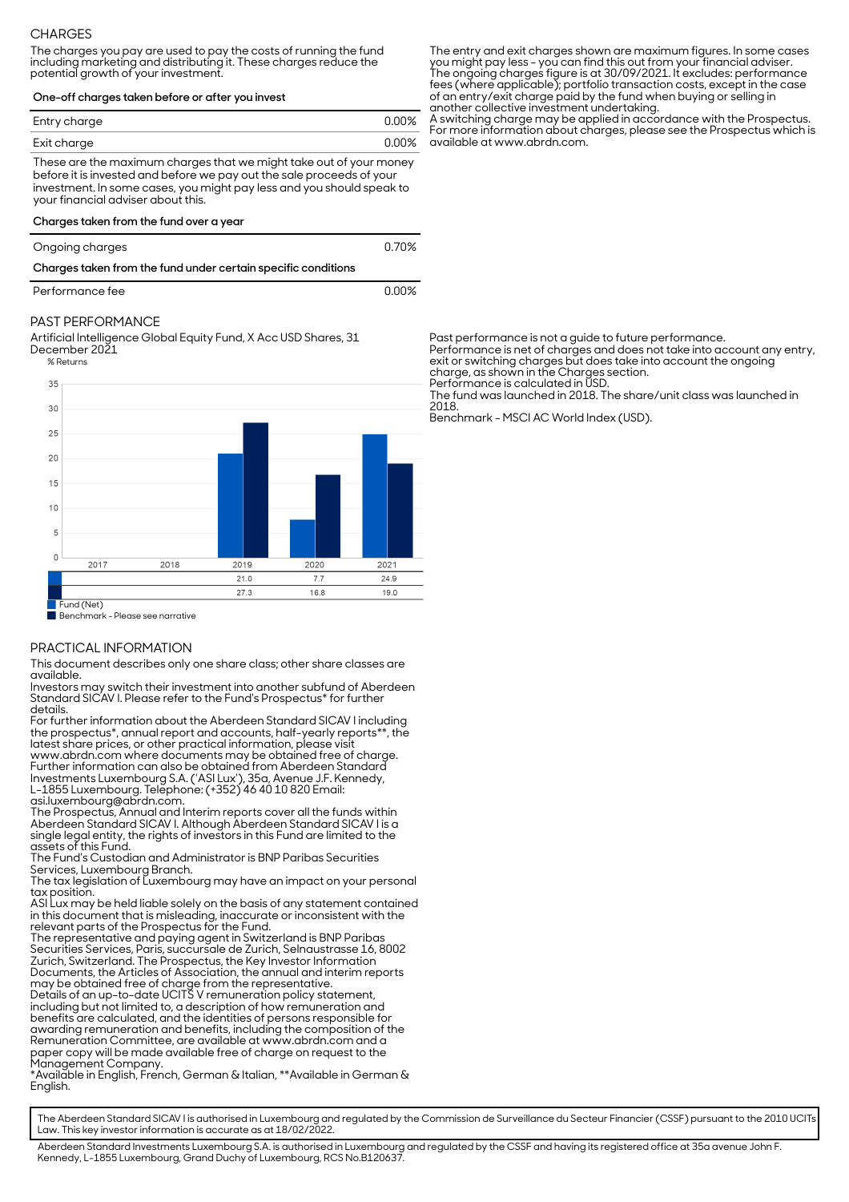## CHARGES

The charges you pay are used to pay the costs of running the fund including marketing and distributing it. These charges reduce the potential growth of your investment.

| One-off charges taken before or after you invest | |
|---|---|
| Entry charge | 0.00% |
| Exit charge | 0.00% |

These are the maximum charges that we might take out of your money before it is invested and before we pay out the sale proceeds of your investment. In some cases, you might pay less and you should speak to your financial adviser about this.

| Charges taken from the fund over a year | |
|---|---|
| Ongoing charges | 0.70% |
| **Charges taken from the fund under certain specific conditions** | |
| Performance fee | 0.00% |

The entry and exit charges shown are maximum figures. In some cases you might pay less - you can find this out from your financial adviser. The ongoing charges figure is at 30/09/2021. It excludes: performance fees (where applicable); portfolio transaction costs, except in the case of an entry/exit charge paid by the fund when buying or selling in another collective investment undertaking.
A switching charge may be applied in accordance with the Prospectus. For more information about charges, please see the Prospectus which is available at www.abrdn.com.

## PAST PERFORMANCE

Artificial Intelligence Global Equity Fund, X Acc USD Shares, 31 December 2021

% Returns

35
30
25
20
15
10
5
0

2017 2018 2019 2020 2021

Fund (Net): 21.0 7.7 24.9

Benchmark - Please see narrative: 27.3 16.8 19.0

Past performance is not a guide to future performance.
Performance is net of charges and does not take into account any entry, exit or switching charges but does take into account the ongoing charge, as shown in the Charges section.
Performance is calculated in USD.
The fund was launched in 2018. The share/unit class was launched in 2018.
Benchmark - MSCI AC World Index (USD).

## PRACTICAL INFORMATION

This document describes only one share class; other share classes are available.
Investors may switch their investment into another subfund of Aberdeen Standard SICAV I. Please refer to the Fund's Prospectus* for further details.
For further information about the Aberdeen Standard SICAV I including the prospectus*, annual report and accounts, half-yearly reports**, the latest share prices, or other practical information, please visit www.abrdn.com where documents may be obtained free of charge. Further information can also be obtained from Aberdeen Standard Investments Luxembourg S.A. ('ASI Lux'), 35a, Avenue J.F. Kennedy, L-1855 Luxembourg. Telephone: (+352) 46 40 10 820 Email: asi.luxembourg@abrdn.com.
The Prospectus, Annual and Interim reports cover all the funds within Aberdeen Standard SICAV I. Although Aberdeen Standard SICAV I is a single legal entity, the rights of investors in this Fund are limited to the assets of this Fund.
The Fund's Custodian and Administrator is BNP Paribas Securities Services, Luxembourg Branch.
The tax legislation of Luxembourg may have an impact on your personal tax position.
ASI Lux may be held liable solely on the basis of any statement contained in this document that is misleading, inaccurate or inconsistent with the relevant parts of the Prospectus for the Fund.
The representative and paying agent in Switzerland is BNP Paribas Securities Services, Paris, succursale de Zurich, Selnaustrasse 16, 8002 Zurich, Switzerland. The Prospectus, the Key Investor Information Documents, the Articles of Association, the annual and interim reports may be obtained free of charge from the representative.
Details of an up-to-date UCITS V remuneration policy statement, including but not limited to, a description of how remuneration and benefits are calculated, and the identities of persons responsible for awarding remuneration and benefits, including the composition of the Remuneration Committee, are available at www.abrdn.com and a paper copy will be made available free of charge on request to the Management Company.
*Available in English, French, German & Italian, **Available in German & English.

The Aberdeen Standard SICAV I is authorised in Luxembourg and regulated by the Commission de Surveillance du Secteur Financier (CSSF) pursuant to the 2010 UCITs Law. This key investor information is accurate as at 18/02/2022.

Aberdeen Standard Investments Luxembourg S.A. is authorised in Luxembourg and regulated by the CSSF and having its registered office at 35a avenue John F. Kennedy, L-1855 Luxembourg, Grand Duchy of Luxembourg, RCS No.B120637.